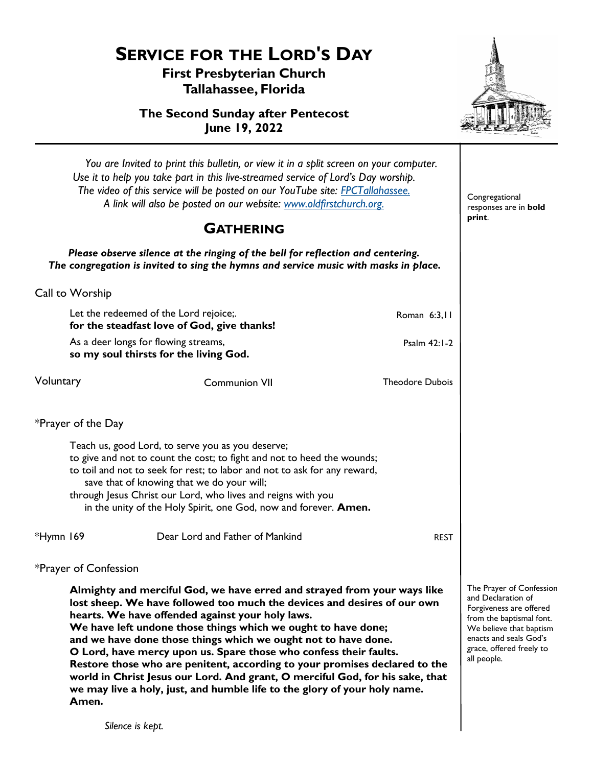# Service for the Lord's Day

**First Presbyterian Church**
**Tallahassee, Florida**

**The Second Sunday after Pentecost**
**June 19, 2022**

*You are Invited to print this bulletin, or view it in a split screen on your computer. Use it to help you take part in this live-streamed service of Lord's Day worship. The video of this service will be posted on our YouTube site: FPCTallahassee. A link will also be posted on our website: www.oldfirstchurch.org.*

Congregational responses are in **bold print**.

## Gathering

***Please observe silence at the ringing of the bell for reflection and centering. The congregation is invited to sing the hymns and service music with masks in place.***

Call to Worship

Let the redeemed of the Lord rejoice;. — Roman 6:3,11
**for the steadfast love of God, give thanks!**

As a deer longs for flowing streams, — Psalm 42:1-2
**so my soul thirsts for the living God.**

Voluntary — Communion VII — Theodore Dubois

*Prayer of the Day

Teach us, good Lord, to serve you as you deserve;
to give and not to count the cost; to fight and not to heed the wounds;
to toil and not to seek for rest; to labor and not to ask for any reward,
save that of knowing that we do your will;
through Jesus Christ our Lord, who lives and reigns with you
in the unity of the Holy Spirit, one God, now and forever. **Amen.**

*Hymn 169 — Dear Lord and Father of Mankind — REST

*Prayer of Confession

The Prayer of Confession and Declaration of Forgiveness are offered from the baptismal font. We believe that baptism enacts and seals God's grace, offered freely to all people.

**Almighty and merciful God, we have erred and strayed from your ways like lost sheep. We have followed too much the devices and desires of our own hearts. We have offended against your holy laws.**
**We have left undone those things which we ought to have done;**
**and we have done those things which we ought not to have done.**
**O Lord, have mercy upon us. Spare those who confess their faults.**
**Restore those who are penitent, according to your promises declared to the world in Christ Jesus our Lord. And grant, O merciful God, for his sake, that we may live a holy, just, and humble life to the glory of your holy name. Amen.**

*Silence is kept.*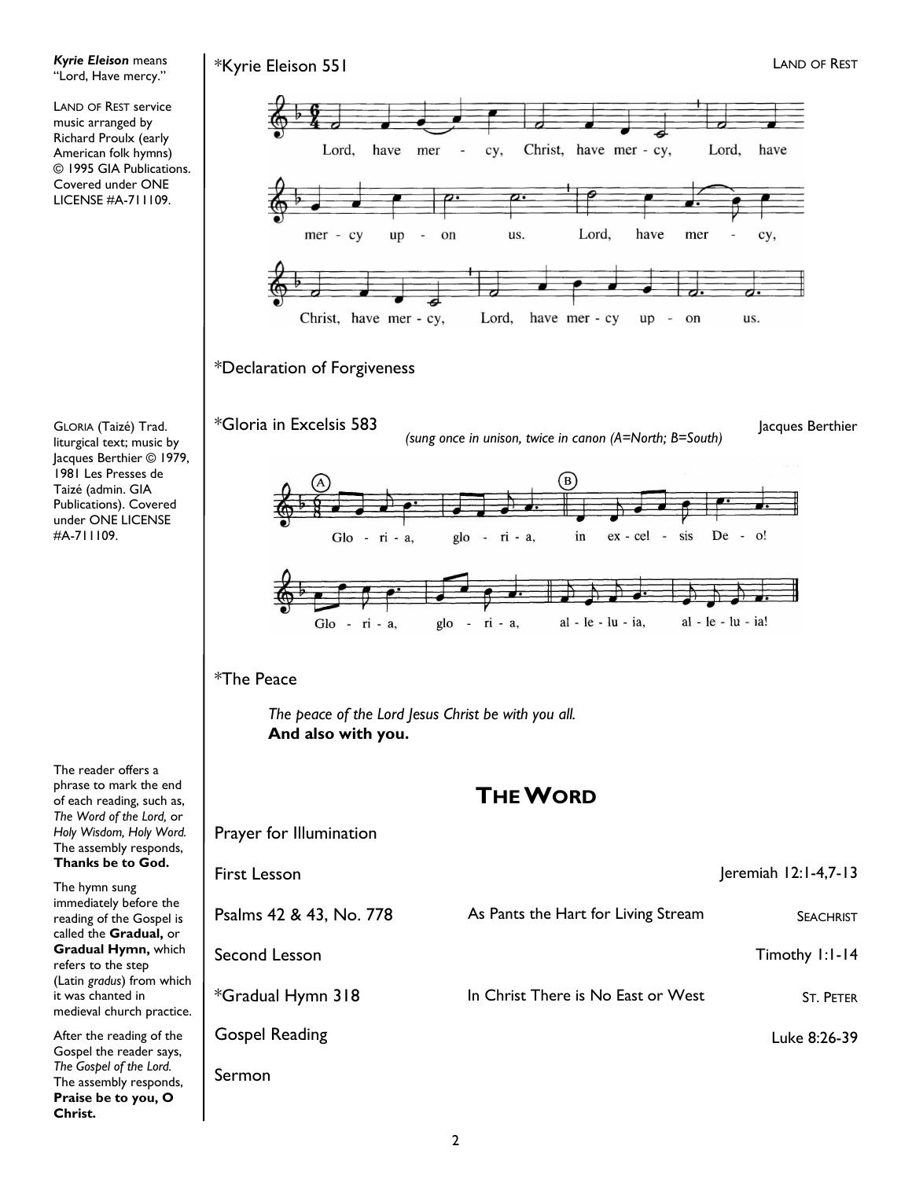*Kyrie Eleison 551 — LAND OF REST

*Declaration of Forgiveness

*Gloria in Excelsis 583 — Jacques Berthier

*(sung once in unison, twice in canon (A=North; B=South)*

*The Peace

*The peace of the Lord Jesus Christ be with you all.*
**And also with you.**

## THE WORD

Prayer for Illumination

| | | |
|---|---|---|
| First Lesson | | Jeremiah 12:1-4,7-13 |
| Psalms 42 & 43, No. 778 | As Pants the Hart for Living Stream | SEACHRIST |
| Second Lesson | | Timothy 1:1-14 |
| *Gradual Hymn 318 | In Christ There is No East or West | ST. PETER |
| Gospel Reading | | Luke 8:26-39 |

Sermon

***Kyrie Eleison*** means "Lord, Have mercy."

LAND OF REST service music arranged by Richard Proulx (early American folk hymns) © 1995 GIA Publications. Covered under ONE LICENSE #A-711109.

GLORIA (Taizé) Trad. liturgical text; music by Jacques Berthier © 1979, 1981 Les Presses de Taizé (admin. GIA Publications). Covered under ONE LICENSE #A-711109.

The reader offers a phrase to mark the end of each reading, such as, *The Word of the Lord,* or *Holy Wisdom, Holy Word.* The assembly responds, **Thanks be to God.**

The hymn sung immediately before the reading of the Gospel is called the **Gradual,** or **Gradual Hymn,** which refers to the step (Latin *gradus*) from which it was chanted in medieval church practice.

After the reading of the Gospel the reader says, *The Gospel of the Lord.* The assembly responds, **Praise be to you, O Christ.**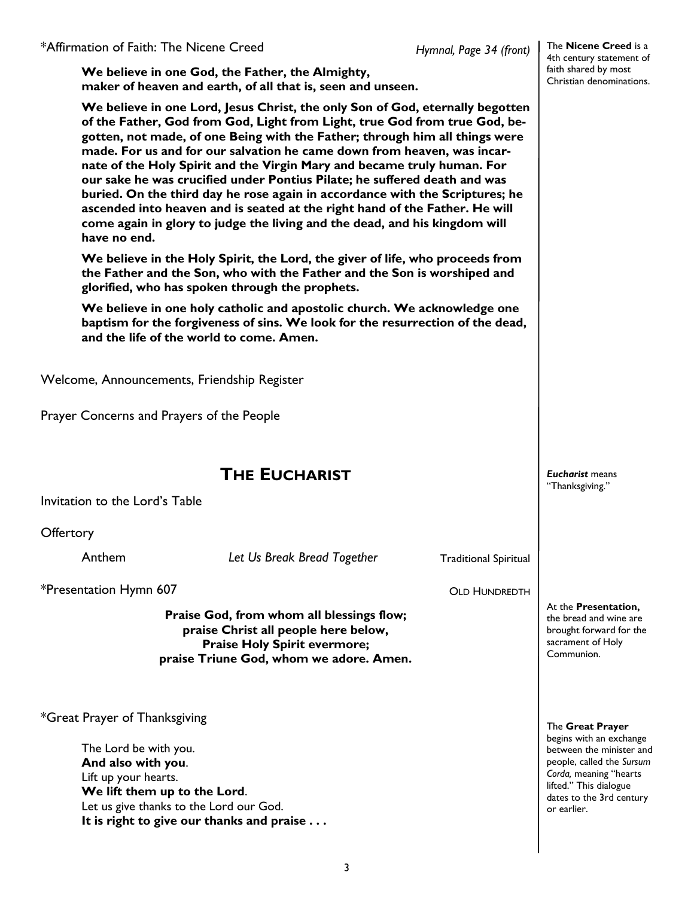*Affirmation of Faith: The Nicene Creed *Hymnal, Page 34 (front)*

The **Nicene Creed** is a 4th century statement of faith shared by most Christian denominations.

**We believe in one God, the Father, the Almighty, maker of heaven and earth, of all that is, seen and unseen.**

**We believe in one Lord, Jesus Christ, the only Son of God, eternally begotten of the Father, God from God, Light from Light, true God from true God, begotten, not made, of one Being with the Father; through him all things were made. For us and for our salvation he came down from heaven, was incarnate of the Holy Spirit and the Virgin Mary and became truly human. For our sake he was crucified under Pontius Pilate; he suffered death and was buried. On the third day he rose again in accordance with the Scriptures; he ascended into heaven and is seated at the right hand of the Father. He will come again in glory to judge the living and the dead, and his kingdom will have no end.**

**We believe in the Holy Spirit, the Lord, the giver of life, who proceeds from the Father and the Son, who with the Father and the Son is worshiped and glorified, who has spoken through the prophets.**

**We believe in one holy catholic and apostolic church. We acknowledge one baptism for the forgiveness of sins. We look for the resurrection of the dead, and the life of the world to come. Amen.**

Welcome, Announcements, Friendship Register

Prayer Concerns and Prayers of the People

## THE EUCHARIST

***Eucharist*** means "Thanksgiving."

Invitation to the Lord's Table

Offertory

Anthem *Let Us Break Bread Together* Traditional Spiritual

*Presentation Hymn 607 OLD HUNDREDTH

At the **Presentation,** the bread and wine are brought forward for the sacrament of Holy Communion.

**Praise God, from whom all blessings flow;**
**praise Christ all people here below,**
**Praise Holy Spirit evermore;**
**praise Triune God, whom we adore. Amen.**

*Great Prayer of Thanksgiving

The **Great Prayer** begins with an exchange between the minister and people, called the *Sursum Corda,* meaning "hearts lifted." This dialogue dates to the 3rd century or earlier.

The Lord be with you.
**And also with you**.
Lift up your hearts.
**We lift them up to the Lord**.
Let us give thanks to the Lord our God.
**It is right to give our thanks and praise . . .**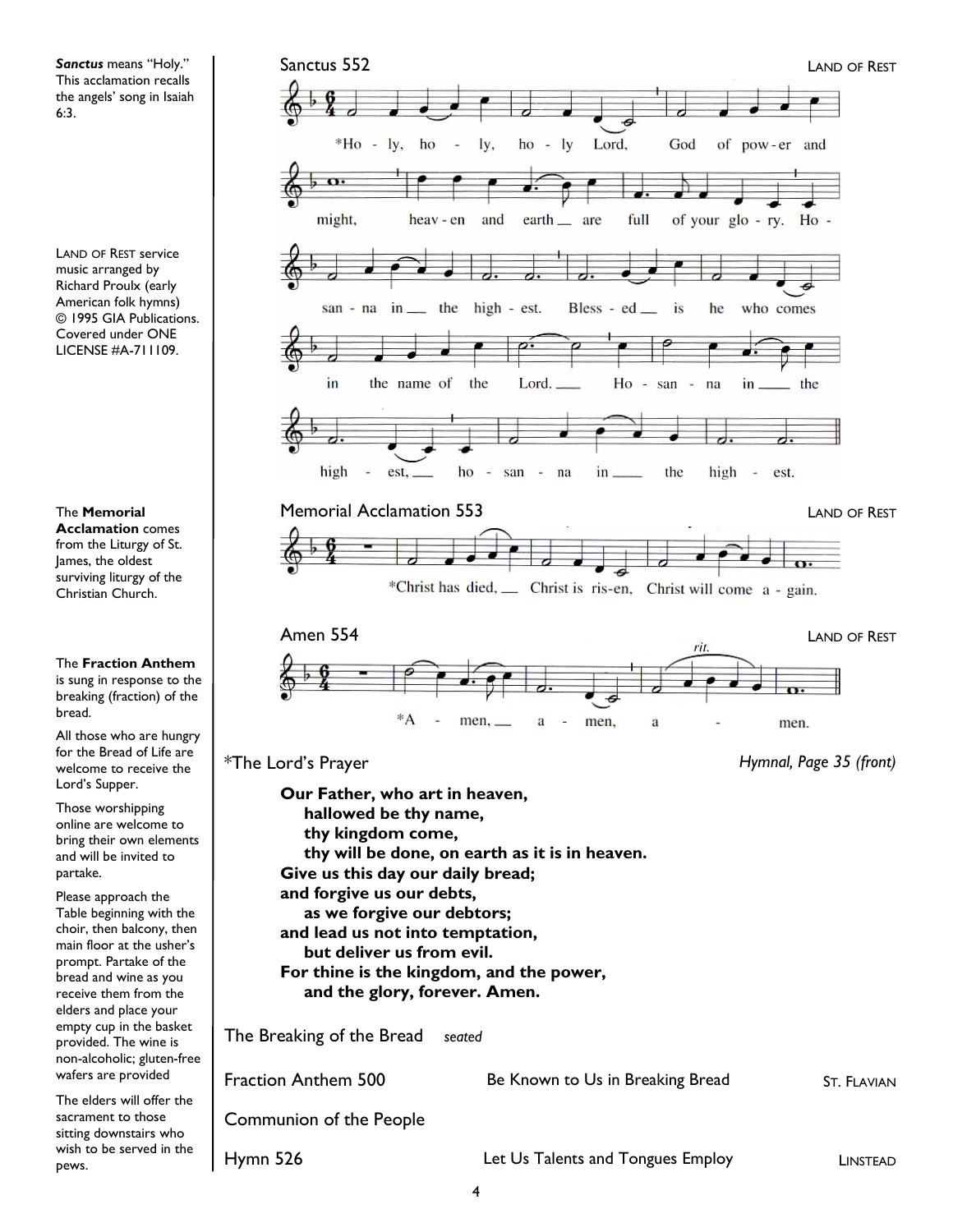*Sanctus* means "Holy." This acclamation recalls the angels' song in Isaiah 6:3.

LAND OF REST service music arranged by Richard Proulx (early American folk hymns) © 1995 GIA Publications. Covered under ONE LICENSE #A-711109.

The **Memorial Acclamation** comes from the Liturgy of St. James, the oldest surviving liturgy of the Christian Church.

The **Fraction Anthem** is sung in response to the breaking (fraction) of the bread.

All those who are hungry for the Bread of Life are welcome to receive the Lord's Supper.

Those worshipping online are welcome to bring their own elements and will be invited to partake.

Please approach the Table beginning with the choir, then balcony, then main floor at the usher's prompt. Partake of the bread and wine as you receive them from the elders and place your empty cup in the basket provided. The wine is non-alcoholic; gluten-free wafers are provided

The elders will offer the sacrament to those sitting downstairs who wish to be served in the pews.

Sanctus 552 — LAND OF REST

*Ho - ly, ho - ly, ho - ly Lord, God of pow - er and might, heav - en and earth __ are full of your glo - ry. Ho - san - na in __ the high - est. Bless - ed __ is he who comes in the name of the Lord. __ Ho - san - na in __ the high - est, __ ho - san - na in __ the high - est.

Memorial Acclamation 553 — LAND OF REST

*Christ has died, __ Christ is ris-en, Christ will come a - gain.

Amen 554 — LAND OF REST

*A - men, __ a - men, a - men.

*The Lord's Prayer — *Hymnal, Page 35 (front)*

**Our Father, who art in heaven,**
**hallowed be thy name,**
**thy kingdom come,**
**thy will be done, on earth as it is in heaven.**
**Give us this day our daily bread;**
**and forgive us our debts,**
**as we forgive our debtors;**
**and lead us not into temptation,**
**but deliver us from evil.**
**For thine is the kingdom, and the power,**
**and the glory, forever. Amen.**

The Breaking of the Bread *seated*

Fraction Anthem 500 — Be Known to Us in Breaking Bread — ST. FLAVIAN

Communion of the People

Hymn 526 — Let Us Talents and Tongues Employ — LINSTEAD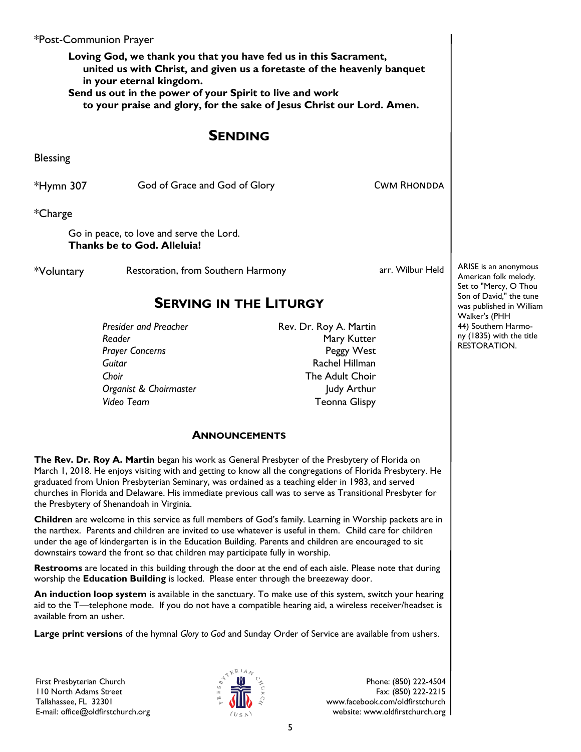*Post-Communion Prayer

**Loving God, we thank you that you have fed us in this Sacrament,
united us with Christ, and given us a foretaste of the heavenly banquet
in your eternal kingdom.
Send us out in the power of your Spirit to live and work
to your praise and glory, for the sake of Jesus Christ our Lord. Amen.**

## Sending

Blessing

*Hymn 307 — God of Grace and God of Glory — CWM RHONDDA

*Charge

Go in peace, to love and serve the Lord.
**Thanks be to God. Alleluia!**

*Voluntary — Restoration, from Southern Harmony — arr. Wilbur Held

ARISE is an anonymous American folk melody. Set to "Mercy, O Thou Son of David," the tune was published in William Walker's (PHH 44) Southern Harmony (1835) with the title RESTORATION.

## Serving in the Liturgy

| | |
|---|---|
| *Presider and Preacher* | Rev. Dr. Roy A. Martin |
| *Reader* | Mary Kutter |
| *Prayer Concerns* | Peggy West |
| *Guitar* | Rachel Hillman |
| *Choir* | The Adult Choir |
| *Organist & Choirmaster* | Judy Arthur |
| *Video Team* | Teonna Glispy |

### Announcements

**The Rev. Dr. Roy A. Martin** began his work as General Presbyter of the Presbytery of Florida on March 1, 2018. He enjoys visiting with and getting to know all the congregations of Florida Presbytery. He graduated from Union Presbyterian Seminary, was ordained as a teaching elder in 1983, and served churches in Florida and Delaware. His immediate previous call was to serve as Transitional Presbyter for the Presbytery of Shenandoah in Virginia.

**Children** are welcome in this service as full members of God's family. Learning in Worship packets are in the narthex. Parents and children are invited to use whatever is useful in them. Child care for children under the age of kindergarten is in the Education Building. Parents and children are encouraged to sit downstairs toward the front so that children may participate fully in worship.

**Restrooms** are located in this building through the door at the end of each aisle. Please note that during worship the **Education Building** is locked. Please enter through the breezeway door.

**An induction loop system** is available in the sanctuary. To make use of this system, switch your hearing aid to the T—telephone mode. If you do not have a compatible hearing aid, a wireless receiver/headset is available from an usher.

**Large print versions** of the hymnal *Glory to God* and Sunday Order of Service are available from ushers.

First Presbyterian Church
110 North Adams Street
Tallahassee, FL 32301
E-mail: office@oldfirstchurch.org

Phone: (850) 222-4504
Fax: (850) 222-2215
www.facebook.com/oldfirstchurch
website: www.oldfirstchurch.org